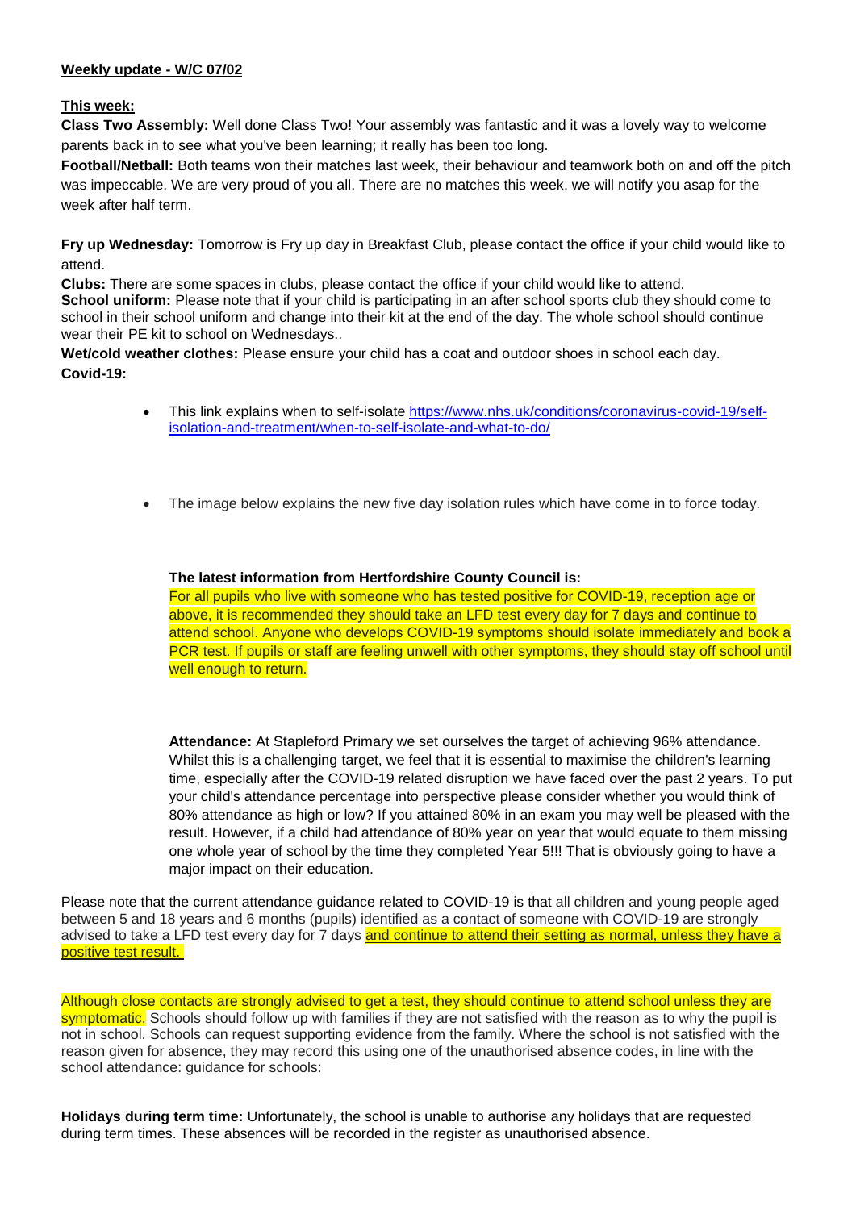**Weekly update - W/C 07/02**

**This week:**

**Class Two Assembly:** Well done Class Two! Your assembly was fantastic and it was a lovely way to welcome parents back in to see what you've been learning; it really has been too long.

**Football/Netball:** Both teams won their matches last week, their behaviour and teamwork both on and off the pitch was impeccable. We are very proud of you all. There are no matches this week, we will notify you asap for the week after half term.

**Fry up Wednesday:** Tomorrow is Fry up day in Breakfast Club, please contact the office if your child would like to attend.

**Clubs:** There are some spaces in clubs, please contact the office if your child would like to attend.

**School uniform:** Please note that if your child is participating in an after school sports club they should come to school in their school uniform and change into their kit at the end of the day. The whole school should continue wear their PE kit to school on Wednesdays..

**Wet/cold weather clothes:** Please ensure your child has a coat and outdoor shoes in school each day.

**Covid-19:**

- This link explains when to self-isolate https://www.nhs.uk/conditions/coronavirus-covid-19/self-isolation-and-treatment/when-to-self-isolate-and-what-to-do/

- The image below explains the new five day isolation rules which have come in to force today.

**The latest information from Hertfordshire County Council is:**
For all pupils who live with someone who has tested positive for COVID-19, reception age or above, it is recommended they should take an LFD test every day for 7 days and continue to attend school. Anyone who develops COVID-19 symptoms should isolate immediately and book a PCR test. If pupils or staff are feeling unwell with other symptoms, they should stay off school until well enough to return.

**Attendance:** At Stapleford Primary we set ourselves the target of achieving 96% attendance. Whilst this is a challenging target, we feel that it is essential to maximise the children's learning time, especially after the COVID-19 related disruption we have faced over the past 2 years. To put your child's attendance percentage into perspective please consider whether you would think of 80% attendance as high or low? If you attained 80% in an exam you may well be pleased with the result. However, if a child had attendance of 80% year on year that would equate to them missing one whole year of school by the time they completed Year 5!!! That is obviously going to have a major impact on their education.

Please note that the current attendance guidance related to COVID-19 is that all children and young people aged between 5 and 18 years and 6 months (pupils) identified as a contact of someone with COVID-19 are strongly advised to take a LFD test every day for 7 days and continue to attend their setting as normal, unless they have a positive test result.

Although close contacts are strongly advised to get a test, they should continue to attend school unless they are symptomatic. Schools should follow up with families if they are not satisfied with the reason as to why the pupil is not in school. Schools can request supporting evidence from the family. Where the school is not satisfied with the reason given for absence, they may record this using one of the unauthorised absence codes, in line with the school attendance: guidance for schools:

**Holidays during term time:** Unfortunately, the school is unable to authorise any holidays that are requested during term times. These absences will be recorded in the register as unauthorised absence.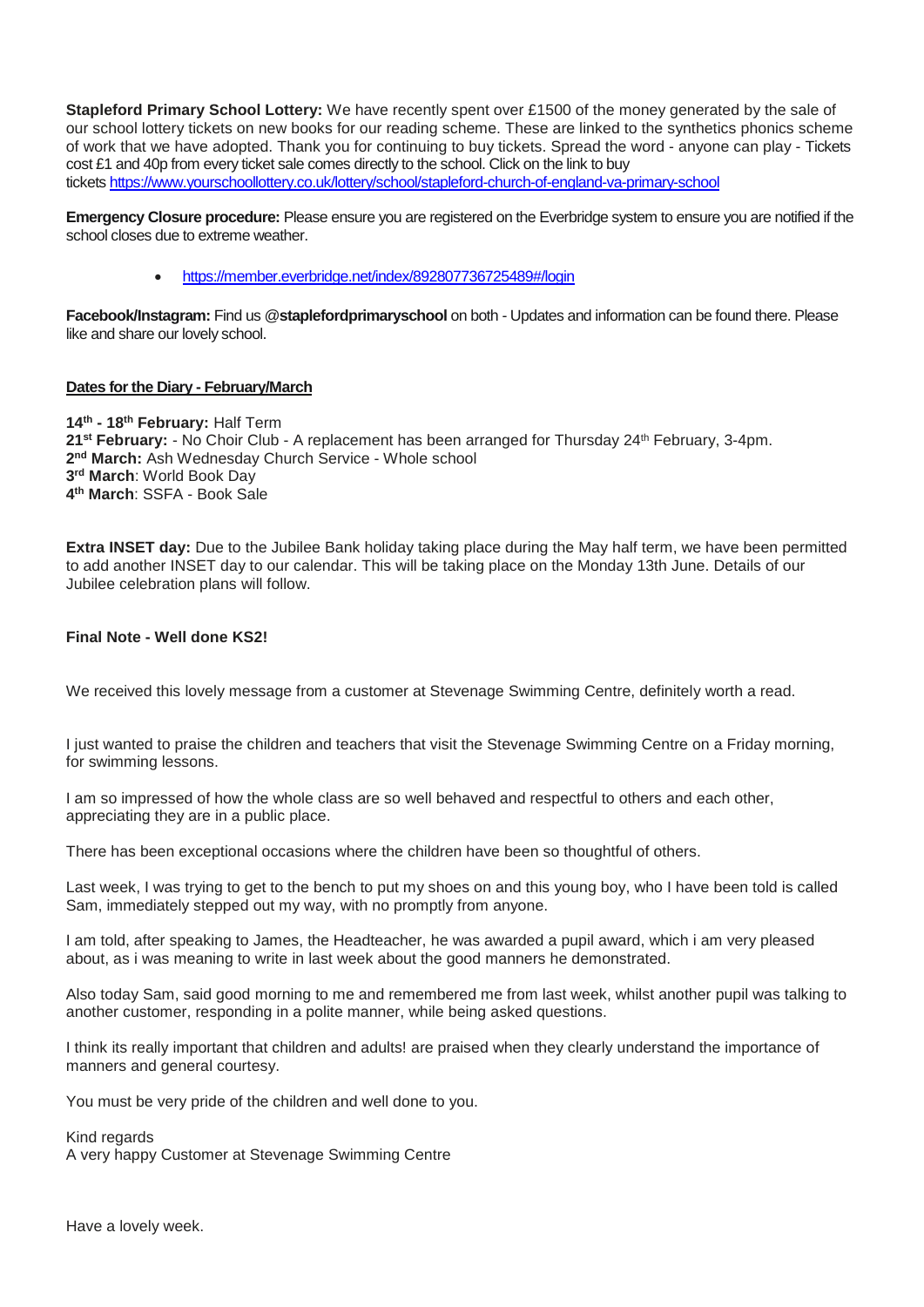**Stapleford Primary School Lottery:** We have recently spent over £1500 of the money generated by the sale of our school lottery tickets on new books for our reading scheme. These are linked to the synthetics phonics scheme of work that we have adopted. Thank you for continuing to buy tickets. Spread the word - anyone can play - Tickets cost £1 and 40p from every ticket sale comes directly to the school. Click on the link to buy tickets https://www.yourschoollottery.co.uk/lottery/school/stapleford-church-of-england-va-primary-school

**Emergency Closure procedure:** Please ensure you are registered on the Everbridge system to ensure you are notified if the school closes due to extreme weather.

- https://member.everbridge.net/index/892807736725489#/login

**Facebook/Instagram:** Find us **@staplefordprimaryschool** on both - Updates and information can be found there. Please like and share our lovely school.

**Dates for the Diary - February/March**

**14th - 18th February:** Half Term
**21st February:** - No Choir Club - A replacement has been arranged for Thursday 24th February, 3-4pm.
**2nd March:** Ash Wednesday Church Service - Whole school
**3rd March**: World Book Day
**4th March**: SSFA - Book Sale

**Extra INSET day:** Due to the Jubilee Bank holiday taking place during the May half term, we have been permitted to add another INSET day to our calendar. This will be taking place on the Monday 13th June. Details of our Jubilee celebration plans will follow.

**Final Note - Well done KS2!**

We received this lovely message from a customer at Stevenage Swimming Centre, definitely worth a read.

I just wanted to praise the children and teachers that visit the Stevenage Swimming Centre on a Friday morning, for swimming lessons.

I am so impressed of how the whole class are so well behaved and respectful to others and each other, appreciating they are in a public place.

There has been exceptional occasions where the children have been so thoughtful of others.

Last week, I was trying to get to the bench to put my shoes on and this young boy, who I have been told is called Sam, immediately stepped out my way, with no promptly from anyone.

I am told, after speaking to James, the Headteacher, he was awarded a pupil award, which i am very pleased about, as i was meaning to write in last week about the good manners he demonstrated.

Also today Sam, said good morning to me and remembered me from last week, whilst another pupil was talking to another customer, responding in a polite manner, while being asked questions.

I think its really important that children and adults! are praised when they clearly understand the importance of manners and general courtesy.

You must be very pride of the children and well done to you.

Kind regards
A very happy Customer at Stevenage Swimming Centre

Have a lovely week.